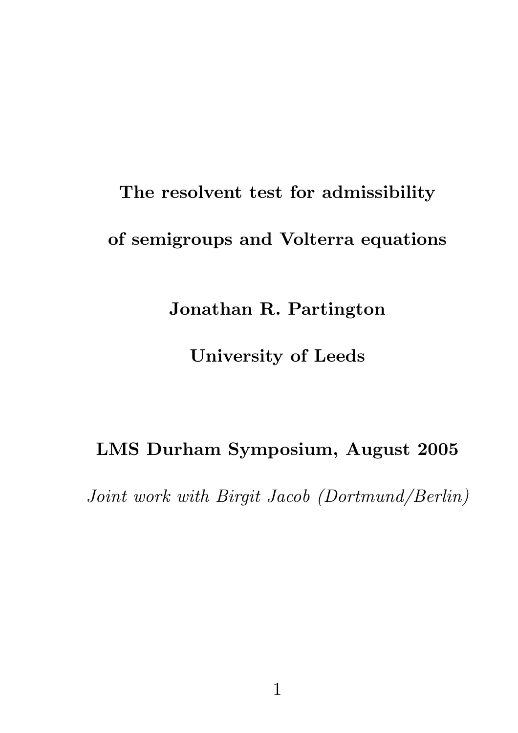# The resolvent test for admissibility of semigroups and Volterra equations

**Jonathan R. Partington**

**University of Leeds**

**LMS Durham Symposium, August 2005**

*Joint work with Birgit Jacob (Dortmund/Berlin)*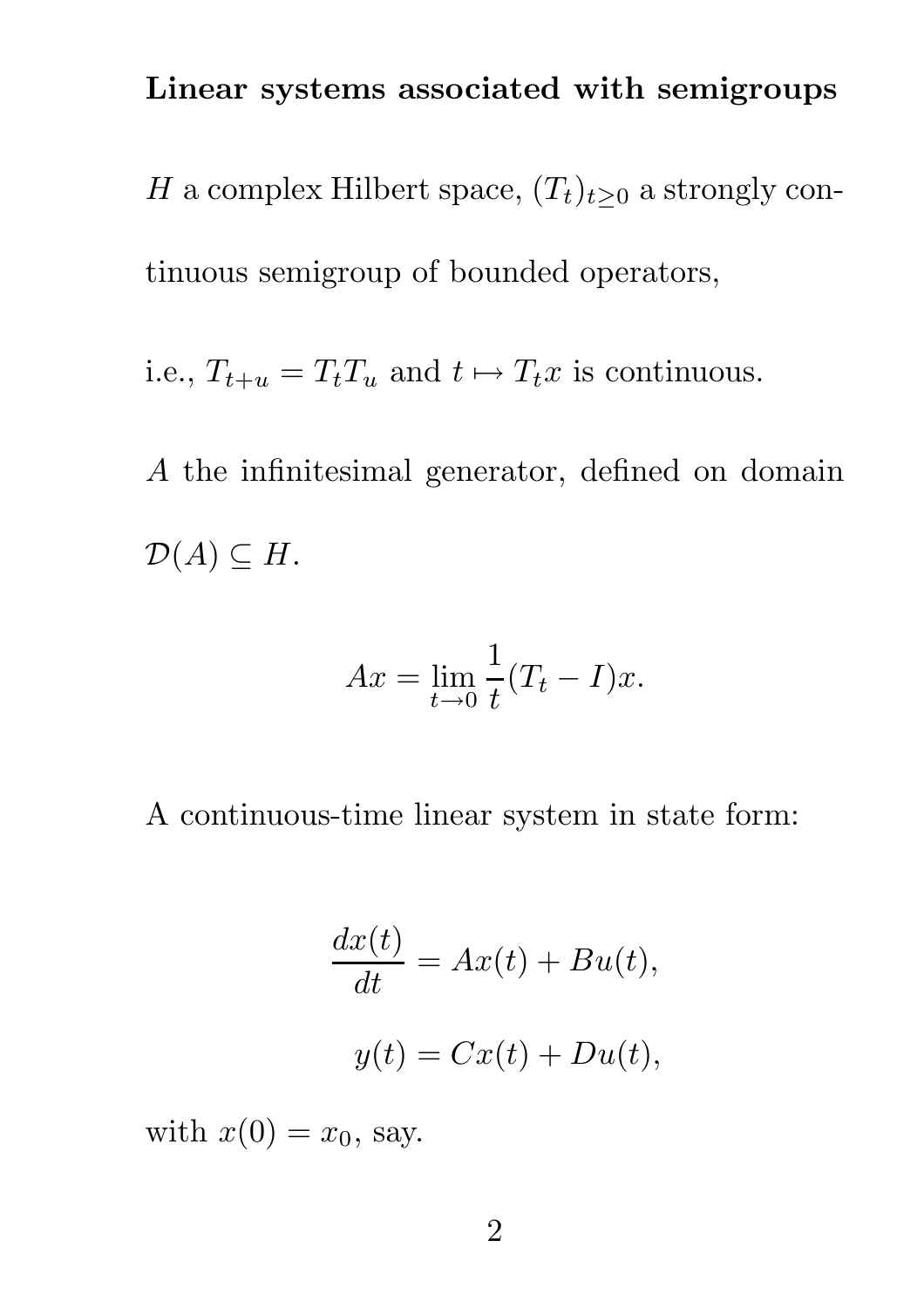**Linear systems associated with semigroups**

$H$ a complex Hilbert space, $(T_t)_{t \geq 0}$ a strongly continuous semigroup of bounded operators,

i.e., $T_{t+u} = T_t T_u$ and $t \mapsto T_t x$ is continuous.

$A$ the infinitesimal generator, defined on domain $\mathcal{D}(A) \subseteq H$.

$$Ax = \lim_{t \to 0} \frac{1}{t}(T_t - I)x.$$

A continuous-time linear system in state form:

$$\frac{dx(t)}{dt} = Ax(t) + Bu(t),$$

$$y(t) = Cx(t) + Du(t),$$

with $x(0) = x_0$, say.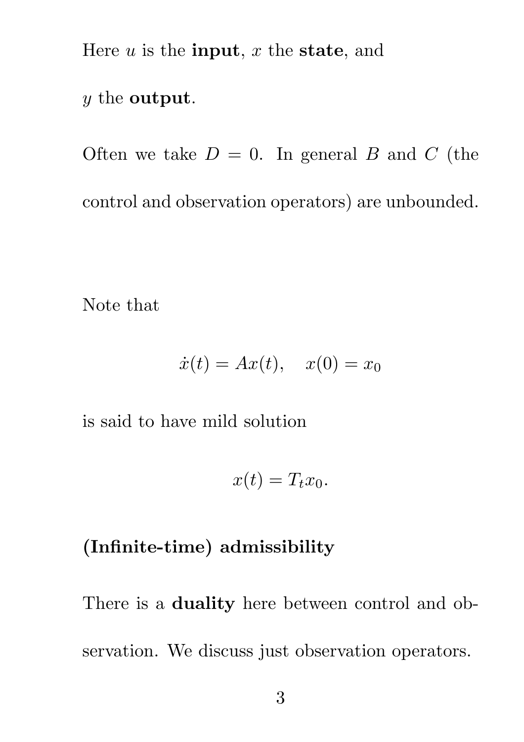Here $u$ is the **input**, $x$ the **state**, and $y$ the **output**.

Often we take $D = 0$. In general $B$ and $C$ (the control and observation operators) are unbounded.

Note that

$$\dot{x}(t) = Ax(t), \quad x(0) = x_0$$

is said to have mild solution

$$x(t) = T_t x_0.$$

**(Infinite-time) admissibility**

There is a **duality** here between control and observation. We discuss just observation operators.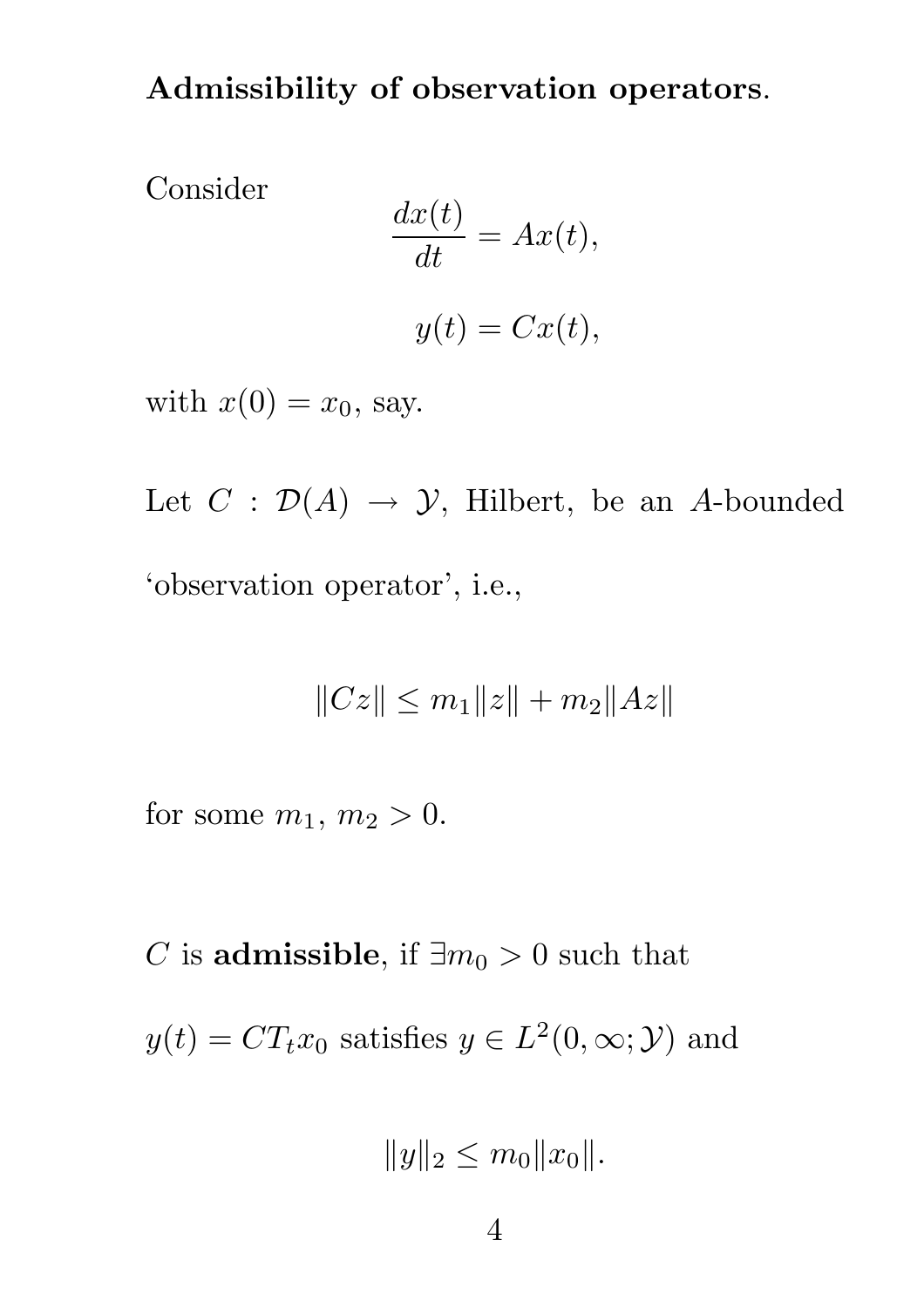**Admissibility of observation operators**.

Consider

$$\frac{dx(t)}{dt} = Ax(t),$$

$$y(t) = Cx(t),$$

with $x(0) = x_0$, say.

Let $C : \mathcal{D}(A) \to \mathcal{Y}$, Hilbert, be an $A$-bounded 'observation operator', i.e.,

$$\|Cz\| \leq m_1\|z\| + m_2\|Az\|$$

for some $m_1$, $m_2 > 0$.

$C$ is **admissible**, if $\exists m_0 > 0$ such that $y(t) = CT_t x_0$ satisfies $y \in L^2(0, \infty; \mathcal{Y})$ and

$$\|y\|_2 \leq m_0\|x_0\|.$$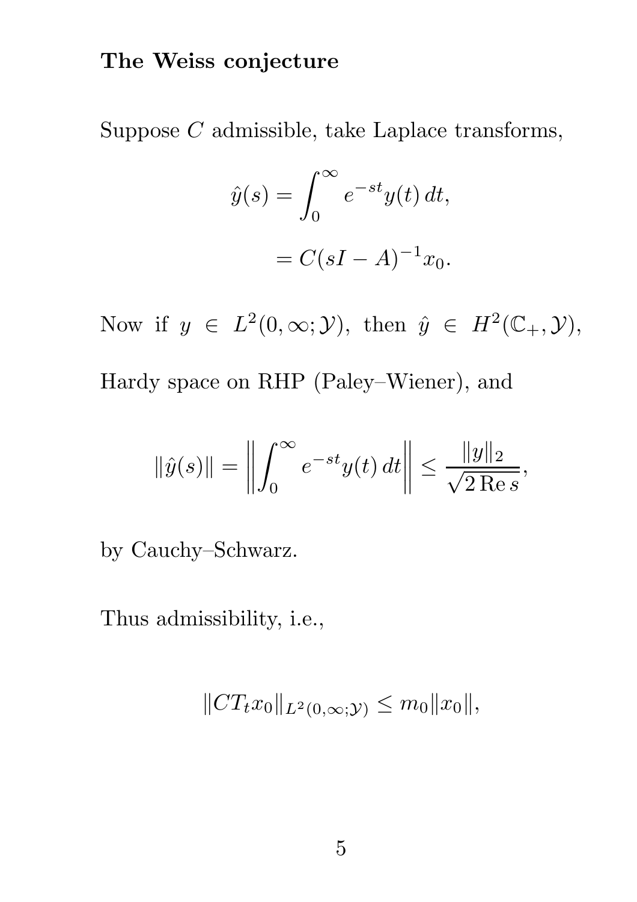**The Weiss conjecture**

Suppose $C$ admissible, take Laplace transforms,

$$
\begin{aligned}
\hat{y}(s) &= \int_0^\infty e^{-st} y(t)\, dt, \\
&= C(sI - A)^{-1} x_0.
\end{aligned}
$$

Now if $y \in L^2(0, \infty; \mathcal{Y})$, then $\hat{y} \in H^2(\mathbb{C}_+, \mathcal{Y})$, Hardy space on RHP (Paley–Wiener), and

$$
\|\hat{y}(s)\| = \left\| \int_0^\infty e^{-st} y(t)\, dt \right\| \le \frac{\|y\|_2}{\sqrt{2 \operatorname{Re} s}},
$$

by Cauchy–Schwarz.

Thus admissibility, i.e.,

$$
\|CT_t x_0\|_{L^2(0,\infty;\mathcal{Y})} \le m_0 \|x_0\|,
$$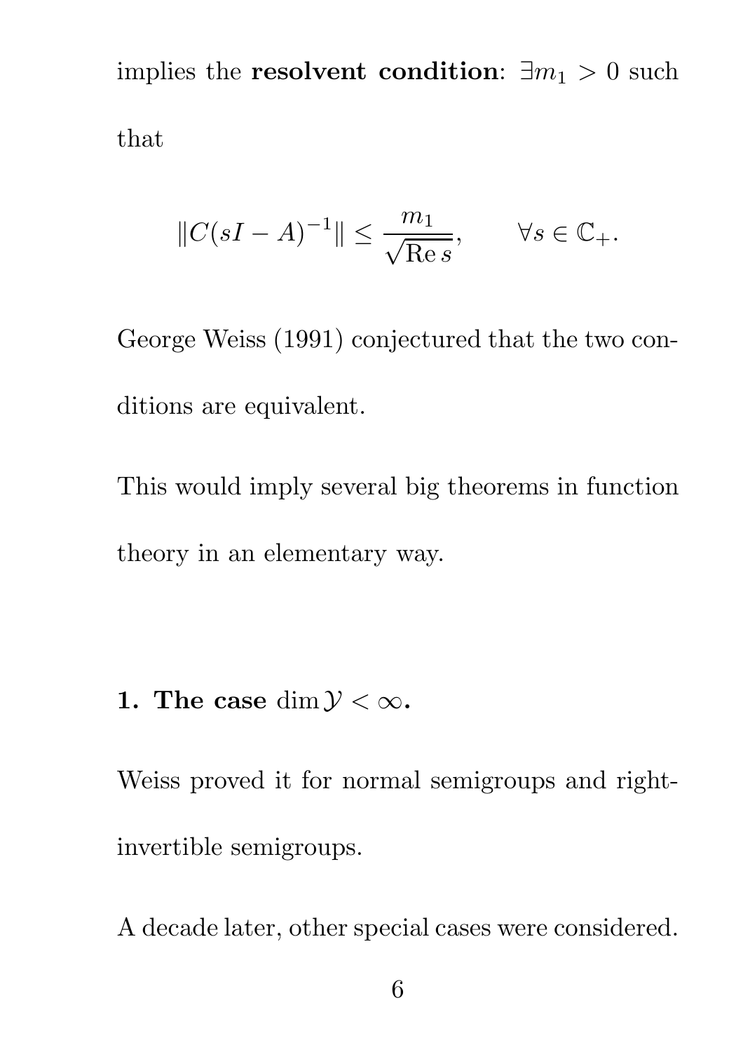implies the **resolvent condition**: $\exists m_1 > 0$ such that

$$\|C(sI - A)^{-1}\| \leq \frac{m_1}{\sqrt{\operatorname{Re} s}}, \qquad \forall s \in \mathbb{C}_+.$$

George Weiss (1991) conjectured that the two conditions are equivalent.

This would imply several big theorems in function theory in an elementary way.

**1. The case $\dim \mathcal{Y} < \infty$.**

Weiss proved it for normal semigroups and right-invertible semigroups.

A decade later, other special cases were considered.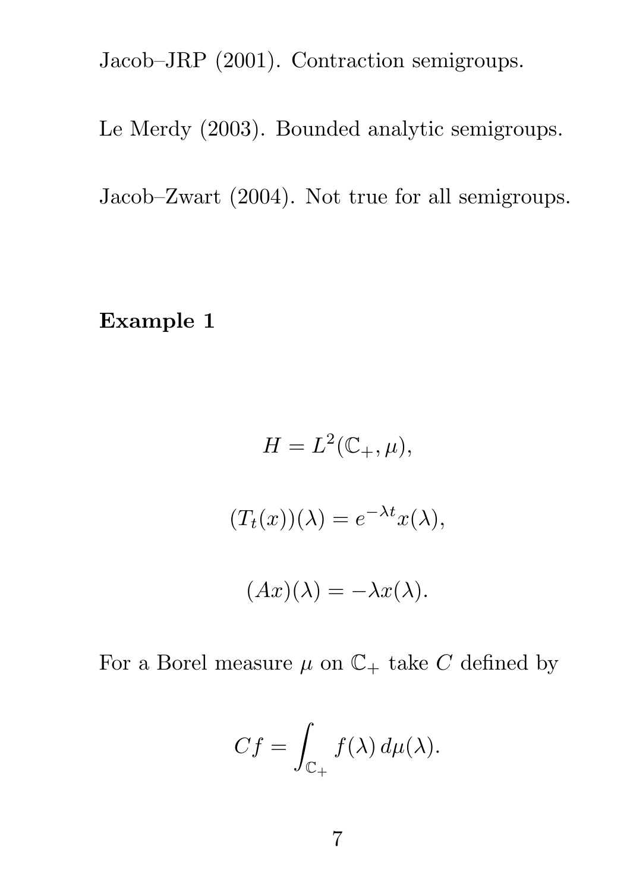Jacob–JRP (2001). Contraction semigroups.

Le Merdy (2003). Bounded analytic semigroups.

Jacob–Zwart (2004). Not true for all semigroups.

**Example 1**

$$H = L^2(\mathbb{C}_+, \mu),$$

$$(T_t(x))(\lambda) = e^{-\lambda t} x(\lambda),$$

$$(Ax)(\lambda) = -\lambda x(\lambda).$$

For a Borel measure $\mu$ on $\mathbb{C}_+$ take $C$ defined by

$$Cf = \int_{\mathbb{C}_+} f(\lambda)\, d\mu(\lambda).$$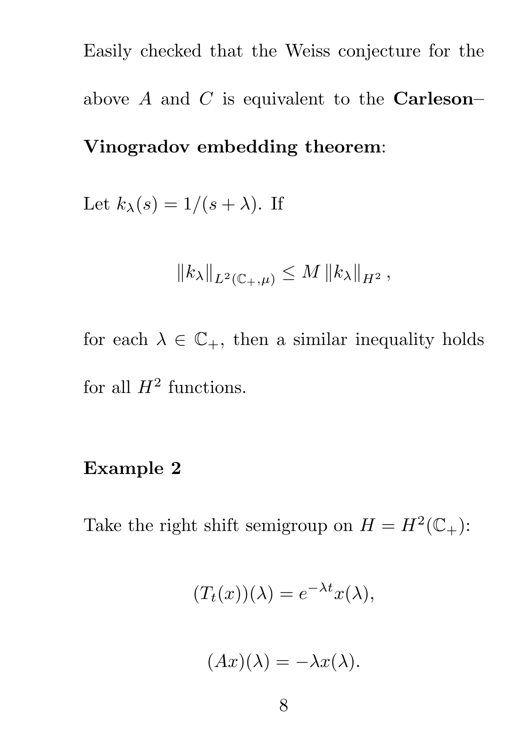Easily checked that the Weiss conjecture for the above $A$ and $C$ is equivalent to the **Carleson–Vinogradov embedding theorem**:

Let $k_\lambda(s) = 1/(s+\lambda)$. If

$$\|k_\lambda\|_{L^2(\mathbb{C}_+,\mu)} \leq M \|k_\lambda\|_{H^2},$$

for each $\lambda \in \mathbb{C}_+$, then a similar inequality holds for all $H^2$ functions.

**Example 2**

Take the right shift semigroup on $H = H^2(\mathbb{C}_+)$:

$$(T_t(x))(\lambda) = e^{-\lambda t} x(\lambda),$$

$$(Ax)(\lambda) = -\lambda x(\lambda).$$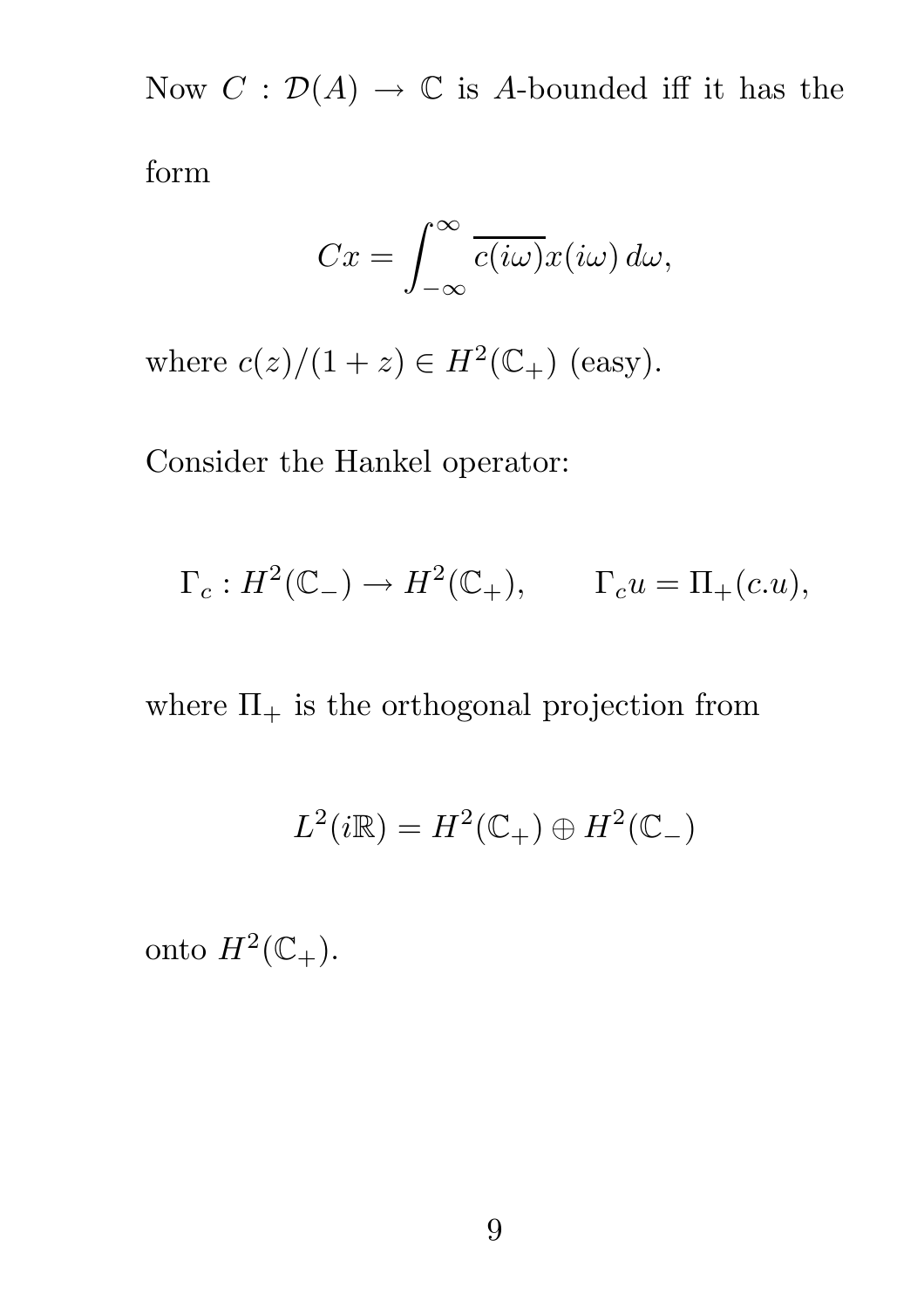Now $C : \mathcal{D}(A) \to \mathbb{C}$ is $A$-bounded iff it has the form

$$Cx = \int_{-\infty}^{\infty} \overline{c(i\omega)} x(i\omega)\, d\omega,$$

where $c(z)/(1+z) \in H^2(\mathbb{C}_+)$ (easy).

Consider the Hankel operator:

$$\Gamma_c : H^2(\mathbb{C}_-) \to H^2(\mathbb{C}_+), \qquad \Gamma_c u = \Pi_+(c.u),$$

where $\Pi_+$ is the orthogonal projection from

$$L^2(i\mathbb{R}) = H^2(\mathbb{C}_+) \oplus H^2(\mathbb{C}_-)$$

onto $H^2(\mathbb{C}_+)$.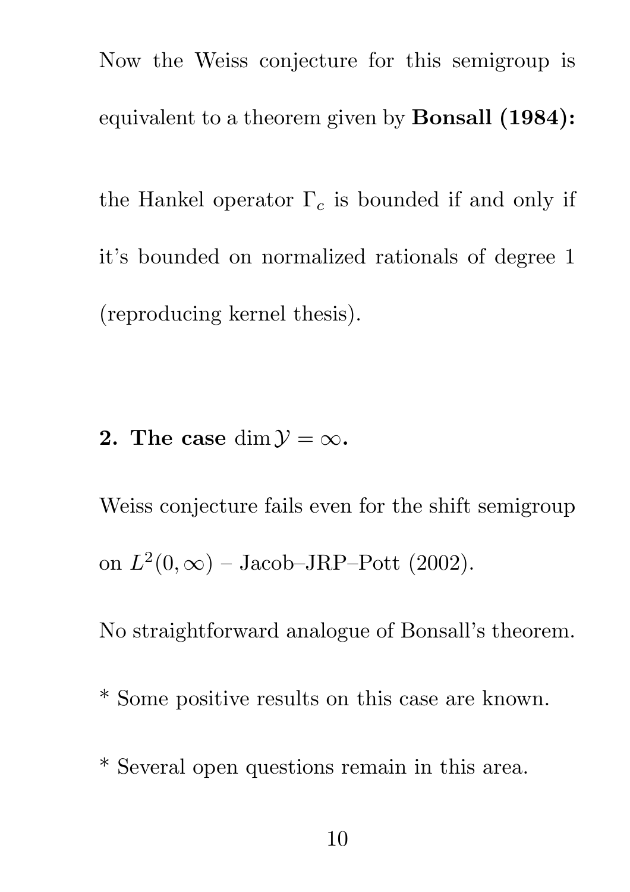Now the Weiss conjecture for this semigroup is equivalent to a theorem given by **Bonsall (1984):**

the Hankel operator $\Gamma_c$ is bounded if and only if it's bounded on normalized rationals of degree 1 (reproducing kernel thesis).

**2. The case $\dim \mathcal{Y} = \infty$.**

Weiss conjecture fails even for the shift semigroup on $L^2(0,\infty)$ – Jacob–JRP–Pott (2002).

No straightforward analogue of Bonsall's theorem.

* Some positive results on this case are known.

* Several open questions remain in this area.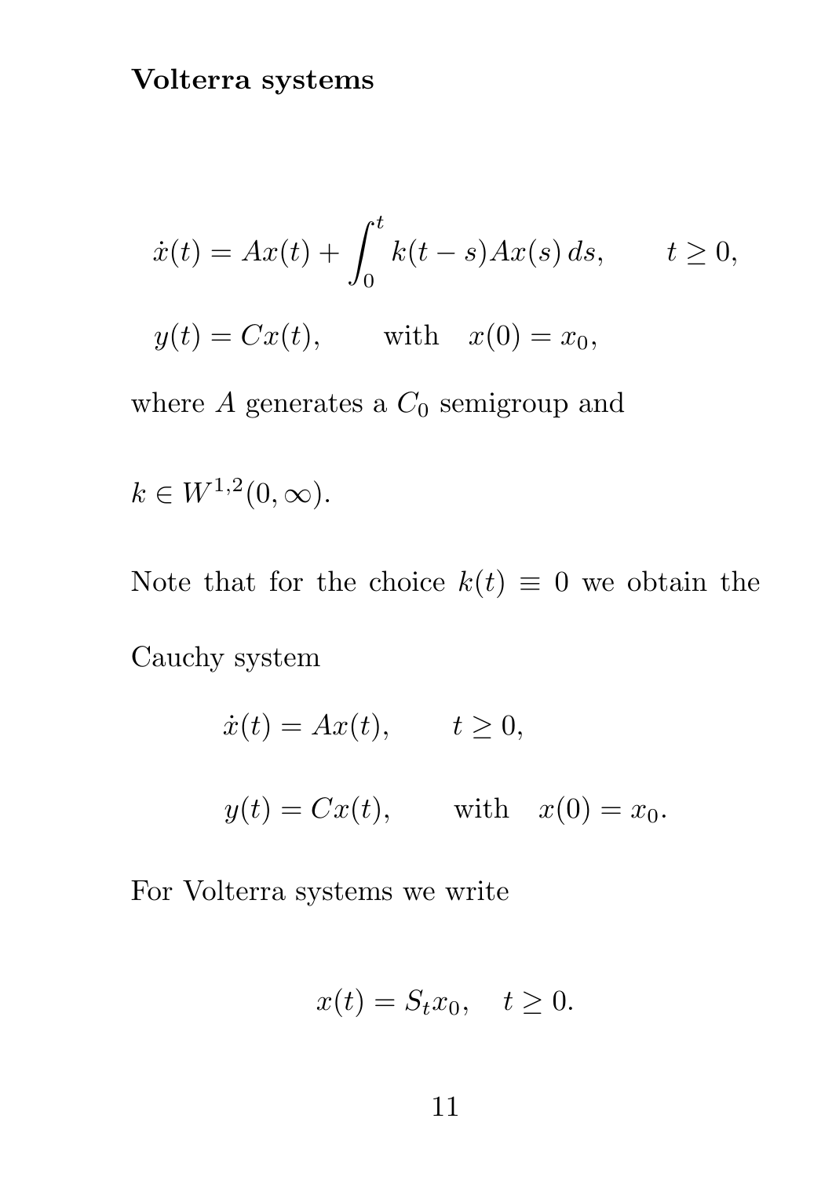**Volterra systems**

$$\dot{x}(t) = Ax(t) + \int_0^t k(t-s)Ax(s)\,ds, \qquad t \geq 0,$$

$$y(t) = Cx(t), \qquad \text{with} \quad x(0) = x_0,$$

where $A$ generates a $C_0$ semigroup and

$k \in W^{1,2}(0, \infty)$.

Note that for the choice $k(t) \equiv 0$ we obtain the Cauchy system

$$\dot{x}(t) = Ax(t), \qquad t \geq 0,$$

$$y(t) = Cx(t), \qquad \text{with} \quad x(0) = x_0.$$

For Volterra systems we write

$$x(t) = S_t x_0, \quad t \geq 0.$$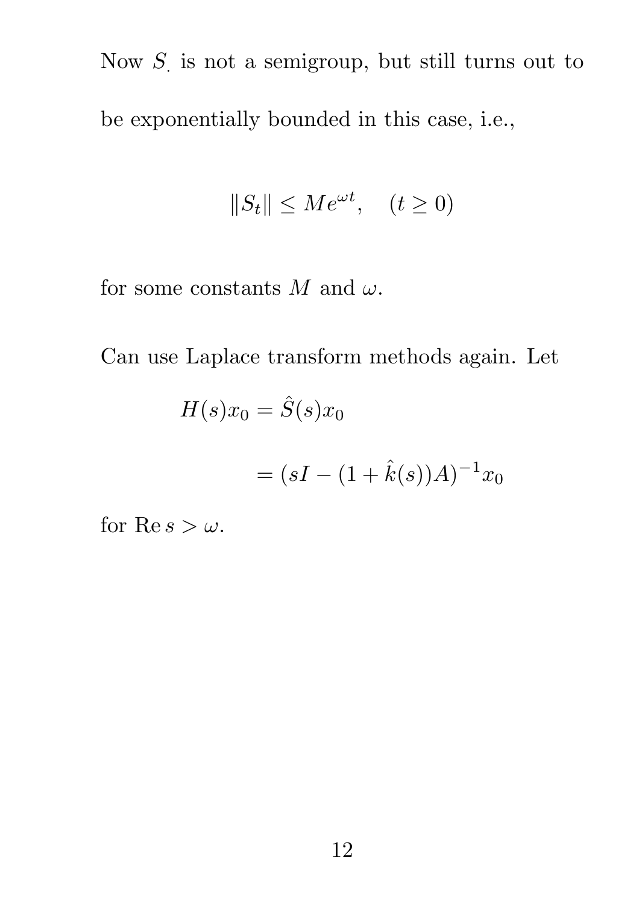Now $S_{\cdot}$ is not a semigroup, but still turns out to be exponentially bounded in this case, i.e.,

$$\|S_t\| \leq M e^{\omega t}, \quad (t \geq 0)$$

for some constants $M$ and $\omega$.

Can use Laplace transform methods again. Let

$$
\begin{aligned}
H(s)x_0 &= \hat{S}(s)x_0 \\
&= (sI - (1 + \hat{k}(s))A)^{-1} x_0
\end{aligned}
$$

for $\operatorname{Re} s > \omega$.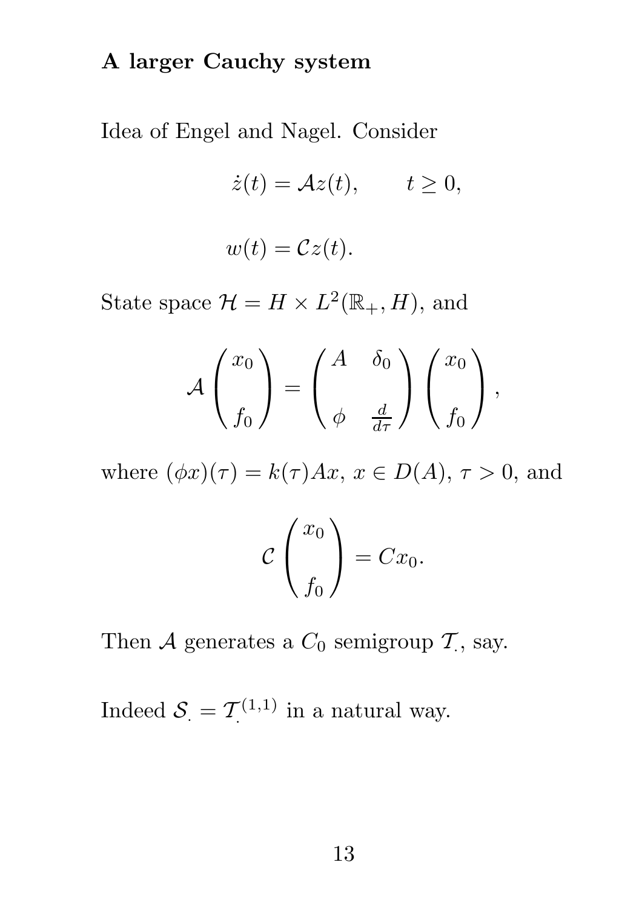## A larger Cauchy system

Idea of Engel and Nagel. Consider

$$\dot{z}(t) = \mathcal{A}z(t), \qquad t \geq 0,$$

$$w(t) = \mathcal{C}z(t).$$

State space $\mathcal{H} = H \times L^2(\mathbb{R}_+, H)$, and

$$\mathcal{A}\begin{pmatrix} x_0 \\ \\ f_0 \end{pmatrix} = \begin{pmatrix} A & \delta_0 \\ \\ \phi & \frac{d}{d\tau} \end{pmatrix}\begin{pmatrix} x_0 \\ \\ f_0 \end{pmatrix},$$

where $(\phi x)(\tau) = k(\tau)Ax$, $x \in D(A)$, $\tau > 0$, and

$$\mathcal{C}\begin{pmatrix} x_0 \\ \\ f_0 \end{pmatrix} = Cx_0.$$

Then $\mathcal{A}$ generates a $C_0$ semigroup $\mathcal{T}_.$, say.

Indeed $\mathcal{S}_. = \mathcal{T}_.^{(1,1)}$ in a natural way.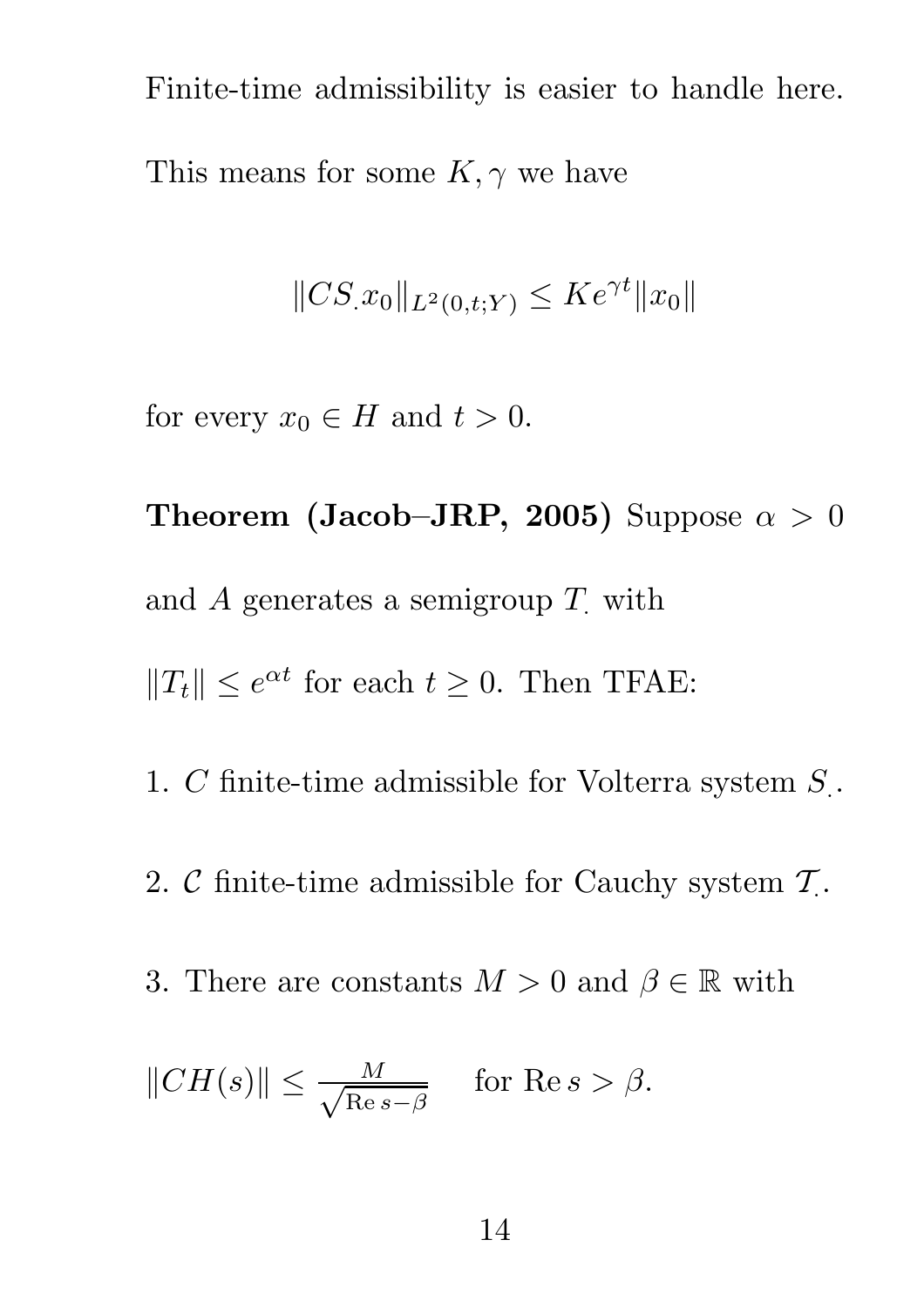Finite-time admissibility is easier to handle here.

This means for some $K, \gamma$ we have

$$\|CS_{\cdot}x_0\|_{L^2(0,t;Y)} \leq Ke^{\gamma t}\|x_0\|$$

for every $x_0 \in H$ and $t > 0$.

**Theorem (Jacob–JRP, 2005)** Suppose $\alpha > 0$ and $A$ generates a semigroup $T_{\cdot}$ with $\|T_t\| \leq e^{\alpha t}$ for each $t \geq 0$. Then TFAE:

1. $C$ finite-time admissible for Volterra system $S_{\cdot}$.

2. $\mathcal{C}$ finite-time admissible for Cauchy system $\mathcal{T}_{\cdot}$.

3. There are constants $M > 0$ and $\beta \in \mathbb{R}$ with

   $\|CH(s)\| \leq \frac{M}{\sqrt{\operatorname{Re} s - \beta}} \quad$ for $\operatorname{Re} s > \beta$.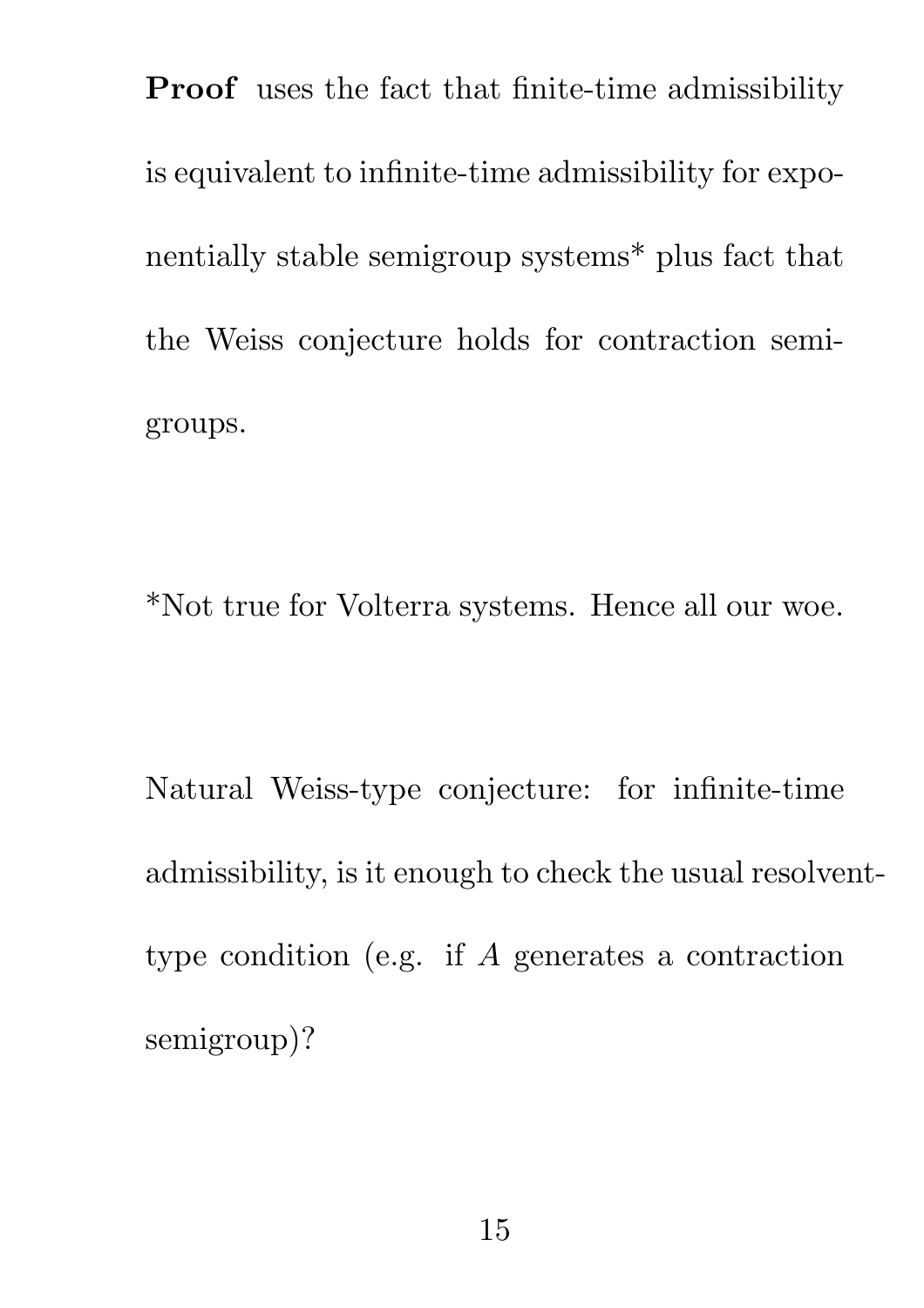**Proof** uses the fact that finite-time admissibility is equivalent to infinite-time admissibility for exponentially stable semigroup systems* plus fact that the Weiss conjecture holds for contraction semigroups.

*Not true for Volterra systems. Hence all our woe.

Natural Weiss-type conjecture: for infinite-time admissibility, is it enough to check the usual resolvent-type condition (e.g. if $A$ generates a contraction semigroup)?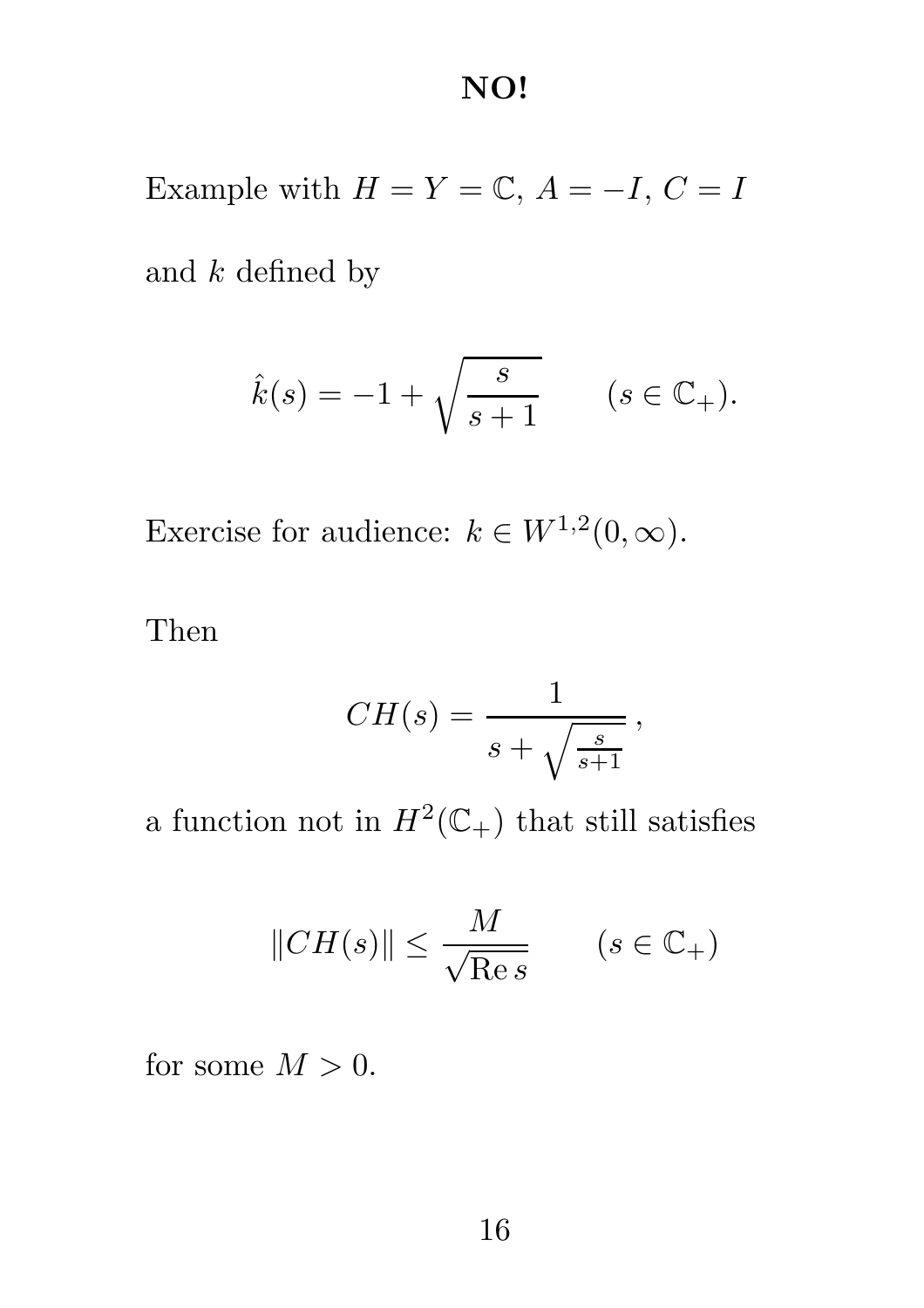# NO!

Example with $H = Y = \mathbb{C}$, $A = -I$, $C = I$

and $k$ defined by

$$\hat{k}(s) = -1 + \sqrt{\frac{s}{s+1}} \qquad (s \in \mathbb{C}_+).$$

Exercise for audience: $k \in W^{1,2}(0, \infty)$.

Then

$$CH(s) = \frac{1}{s + \sqrt{\frac{s}{s+1}}} \, ,$$

a function not in $H^2(\mathbb{C}_+)$ that still satisfies

$$\|CH(s)\| \leq \frac{M}{\sqrt{\operatorname{Re} s}} \qquad (s \in \mathbb{C}_+)$$

for some $M > 0$.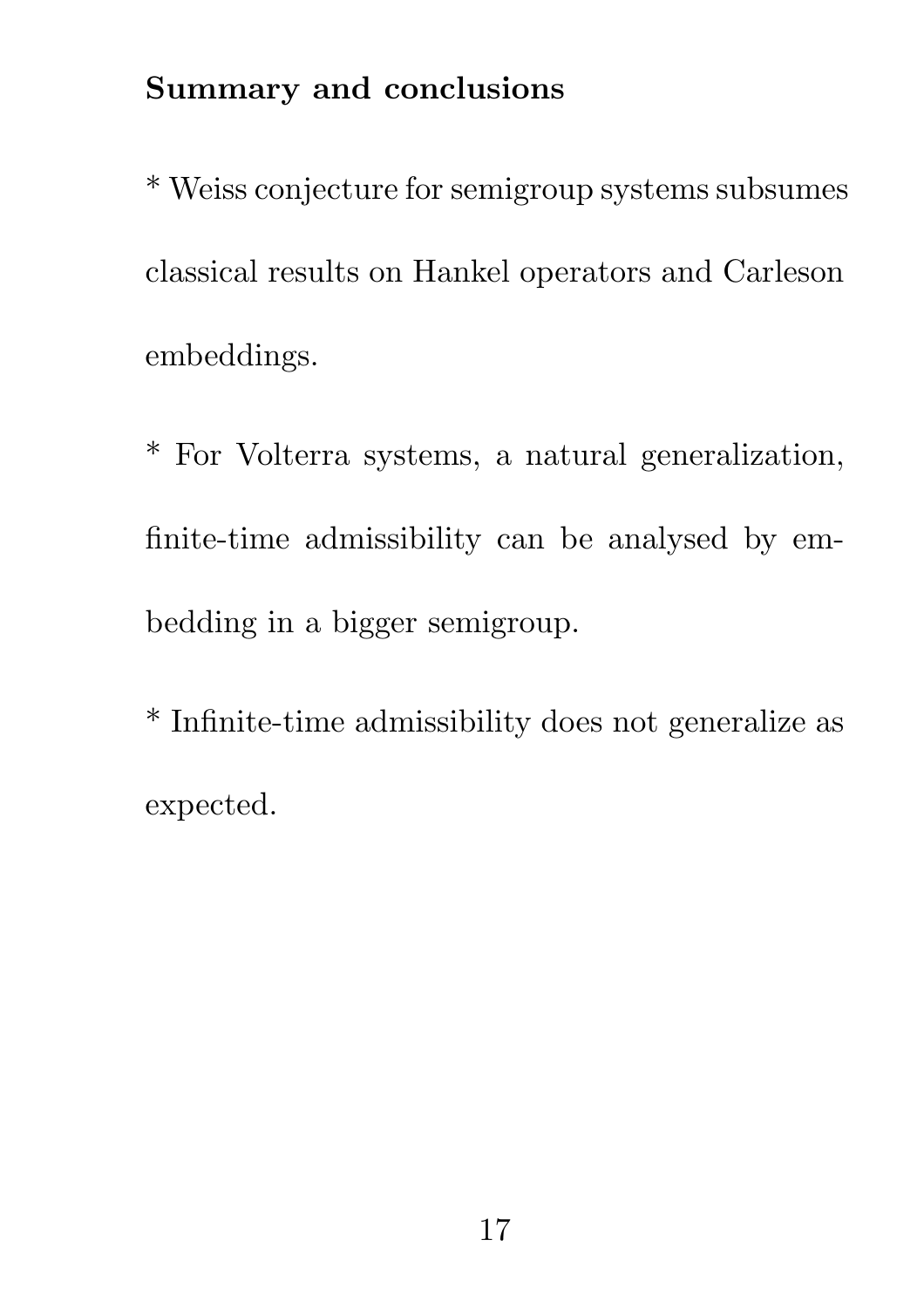**Summary and conclusions**

* Weiss conjecture for semigroup systems subsumes classical results on Hankel operators and Carleson embeddings.

* For Volterra systems, a natural generalization, finite-time admissibility can be analysed by embedding in a bigger semigroup.

* Infinite-time admissibility does not generalize as expected.